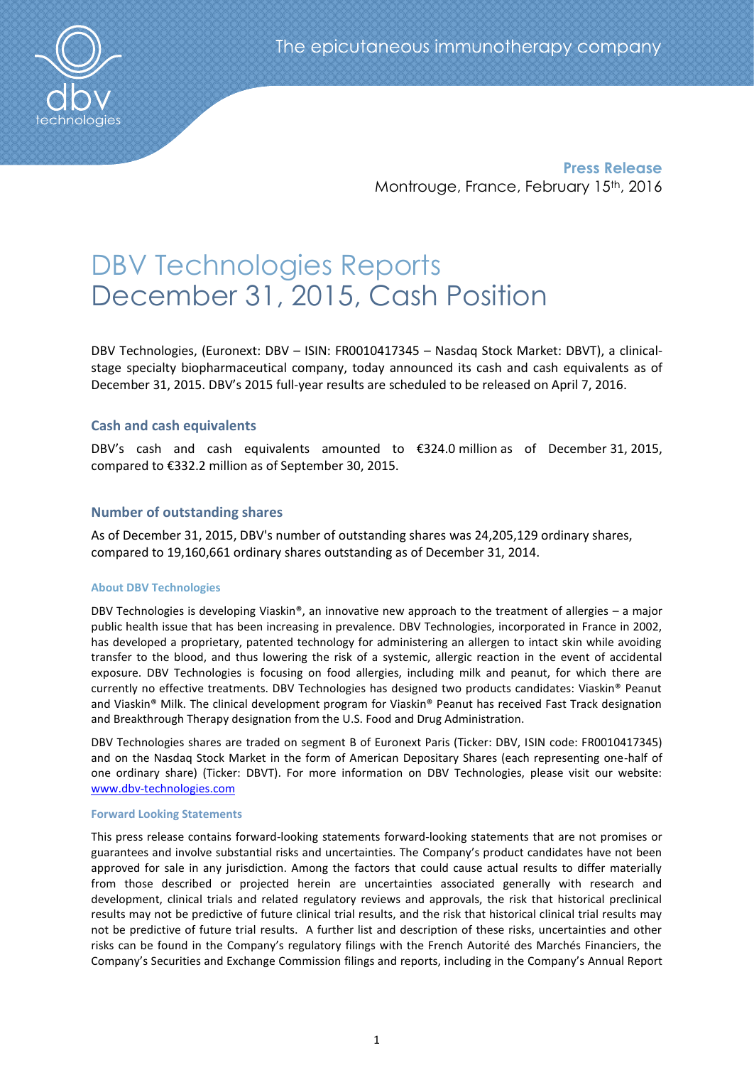The epicutaneous immunotherapy company

**Press Release**
Montrouge, France, February 15th, 2016

# DBV Technologies Reports December 31, 2015, Cash Position

DBV Technologies, (Euronext: DBV – ISIN: FR0010417345 – Nasdaq Stock Market: DBVT), a clinical-stage specialty biopharmaceutical company, today announced its cash and cash equivalents as of December 31, 2015. DBV's 2015 full-year results are scheduled to be released on April 7, 2016.

## Cash and cash equivalents

DBV's cash and cash equivalents amounted to €324.0 million as of December 31, 2015, compared to €332.2 million as of September 30, 2015.

## Number of outstanding shares

As of December 31, 2015, DBV's number of outstanding shares was 24,205,129 ordinary shares, compared to 19,160,661 ordinary shares outstanding as of December 31, 2014.

#### About DBV Technologies

DBV Technologies is developing Viaskin®, an innovative new approach to the treatment of allergies – a major public health issue that has been increasing in prevalence. DBV Technologies, incorporated in France in 2002, has developed a proprietary, patented technology for administering an allergen to intact skin while avoiding transfer to the blood, and thus lowering the risk of a systemic, allergic reaction in the event of accidental exposure. DBV Technologies is focusing on food allergies, including milk and peanut, for which there are currently no effective treatments. DBV Technologies has designed two products candidates: Viaskin® Peanut and Viaskin® Milk. The clinical development program for Viaskin® Peanut has received Fast Track designation and Breakthrough Therapy designation from the U.S. Food and Drug Administration.

DBV Technologies shares are traded on segment B of Euronext Paris (Ticker: DBV, ISIN code: FR0010417345) and on the Nasdaq Stock Market in the form of American Depositary Shares (each representing one-half of one ordinary share) (Ticker: DBVT). For more information on DBV Technologies, please visit our website: www.dbv-technologies.com

#### Forward Looking Statements

This press release contains forward-looking statements forward-looking statements that are not promises or guarantees and involve substantial risks and uncertainties. The Company's product candidates have not been approved for sale in any jurisdiction. Among the factors that could cause actual results to differ materially from those described or projected herein are uncertainties associated generally with research and development, clinical trials and related regulatory reviews and approvals, the risk that historical preclinical results may not be predictive of future clinical trial results, and the risk that historical clinical trial results may not be predictive of future trial results. A further list and description of these risks, uncertainties and other risks can be found in the Company's regulatory filings with the French Autorité des Marchés Financiers, the Company's Securities and Exchange Commission filings and reports, including in the Company's Annual Report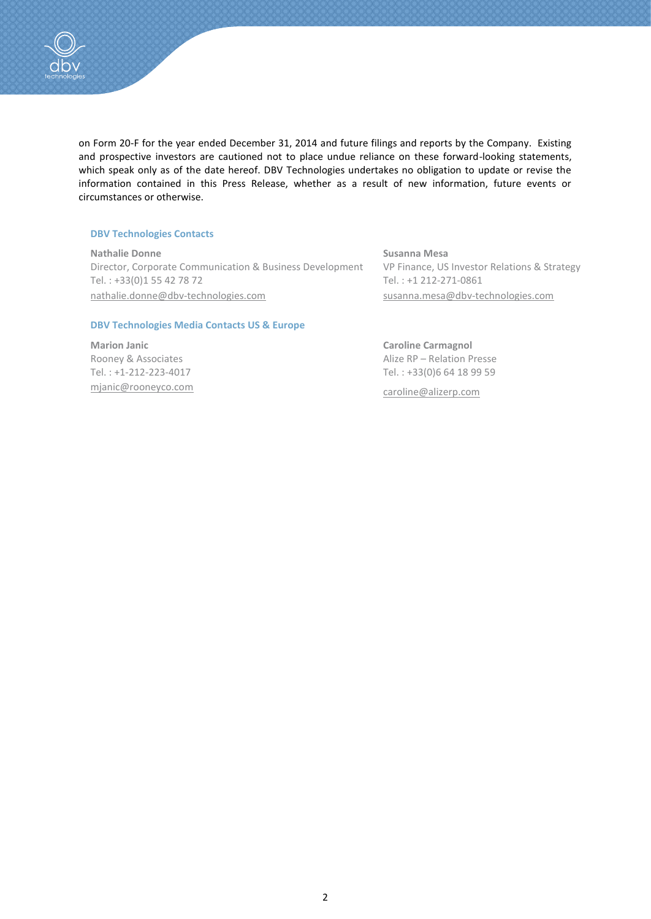on Form 20-F for the year ended December 31, 2014 and future filings and reports by the Company. Existing and prospective investors are cautioned not to place undue reliance on these forward-looking statements, which speak only as of the date hereof. DBV Technologies undertakes no obligation to update or revise the information contained in this Press Release, whether as a result of new information, future events or circumstances or otherwise.

**DBV Technologies Contacts**

**Nathalie Donne**
Director, Corporate Communication & Business Development
Tel. : +33(0)1 55 42 78 72
nathalie.donne@dbv-technologies.com

**Susanna Mesa**
VP Finance, US Investor Relations & Strategy
Tel. : +1 212-271-0861
susanna.mesa@dbv-technologies.com

**DBV Technologies Media Contacts US & Europe**

**Marion Janic**
Rooney & Associates
Tel. : +1-212-223-4017
mjanic@rooneyco.com

**Caroline Carmagnol**
Alize RP – Relation Presse
Tel. : +33(0)6 64 18 99 59
caroline@alizerp.com